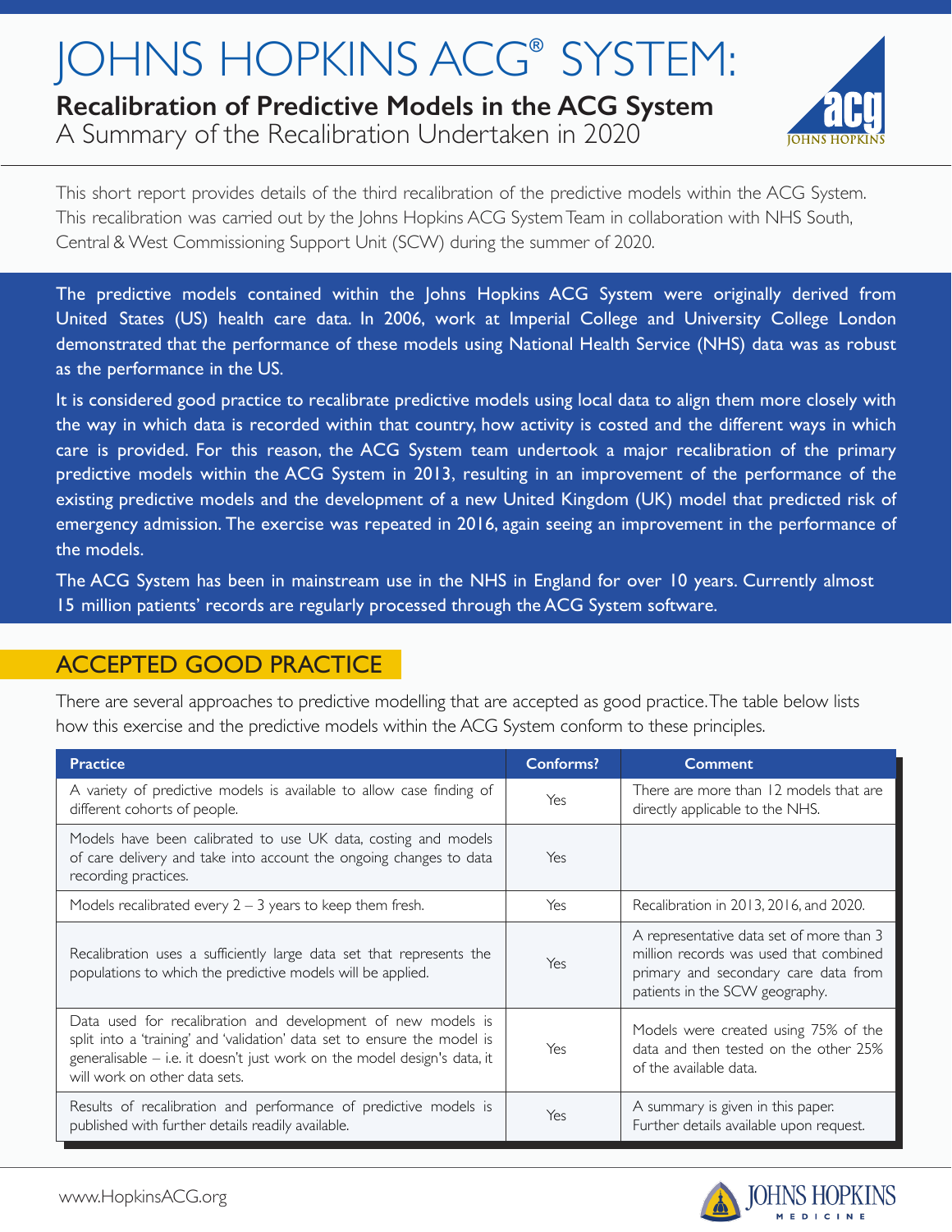# JOHNS HOPKINS ACG® SYSTEM:

## Recalibration of Predictive Models in the ACG System

A Summary of the Recalibration Undertaken in 2020

This short report provides details of the third recalibration of the predictive models within the ACG System. This recalibration was carried out by the Johns Hopkins ACG System Team in collaboration with NHS South, Central & West Commissioning Support Unit (SCW) during the summer of 2020.

The predictive models contained within the Johns Hopkins ACG System were originally derived from United States (US) health care data. In 2006, work at Imperial College and University College London demonstrated that the performance of these models using National Health Service (NHS) data was as robust as the performance in the US.

It is considered good practice to recalibrate predictive models using local data to align them more closely with the way in which data is recorded within that country, how activity is costed and the different ways in which care is provided. For this reason, the ACG System team undertook a major recalibration of the primary predictive models within the ACG System in 2013, resulting in an improvement of the performance of the existing predictive models and the development of a new United Kingdom (UK) model that predicted risk of emergency admission. The exercise was repeated in 2016, again seeing an improvement in the performance of the models.

The ACG System has been in mainstream use in the NHS in England for over 10 years. Currently almost 15 million patients' records are regularly processed through the ACG System software.

## ACCEPTED GOOD PRACTICE

There are several approaches to predictive modelling that are accepted as good practice. The table below lists how this exercise and the predictive models within the ACG System conform to these principles.

| Practice | Conforms? | Comment |
|---|---|---|
| A variety of predictive models is available to allow case finding of different cohorts of people. | Yes | There are more than 12 models that are directly applicable to the NHS. |
| Models have been calibrated to use UK data, costing and models of care delivery and take into account the ongoing changes to data recording practices. | Yes | |
| Models recalibrated every 2 – 3 years to keep them fresh. | Yes | Recalibration in 2013, 2016, and 2020. |
| Recalibration uses a sufficiently large data set that represents the populations to which the predictive models will be applied. | Yes | A representative data set of more than 3 million records was used that combined primary and secondary care data from patients in the SCW geography. |
| Data used for recalibration and development of new models is split into a 'training' and 'validation' data set to ensure the model is generalisable – i.e. it doesn't just work on the model design's data, it will work on other data sets. | Yes | Models were created using 75% of the data and then tested on the other 25% of the available data. |
| Results of recalibration and performance of predictive models is published with further details readily available. | Yes | A summary is given in this paper. Further details available upon request. |

www.HopkinsACG.org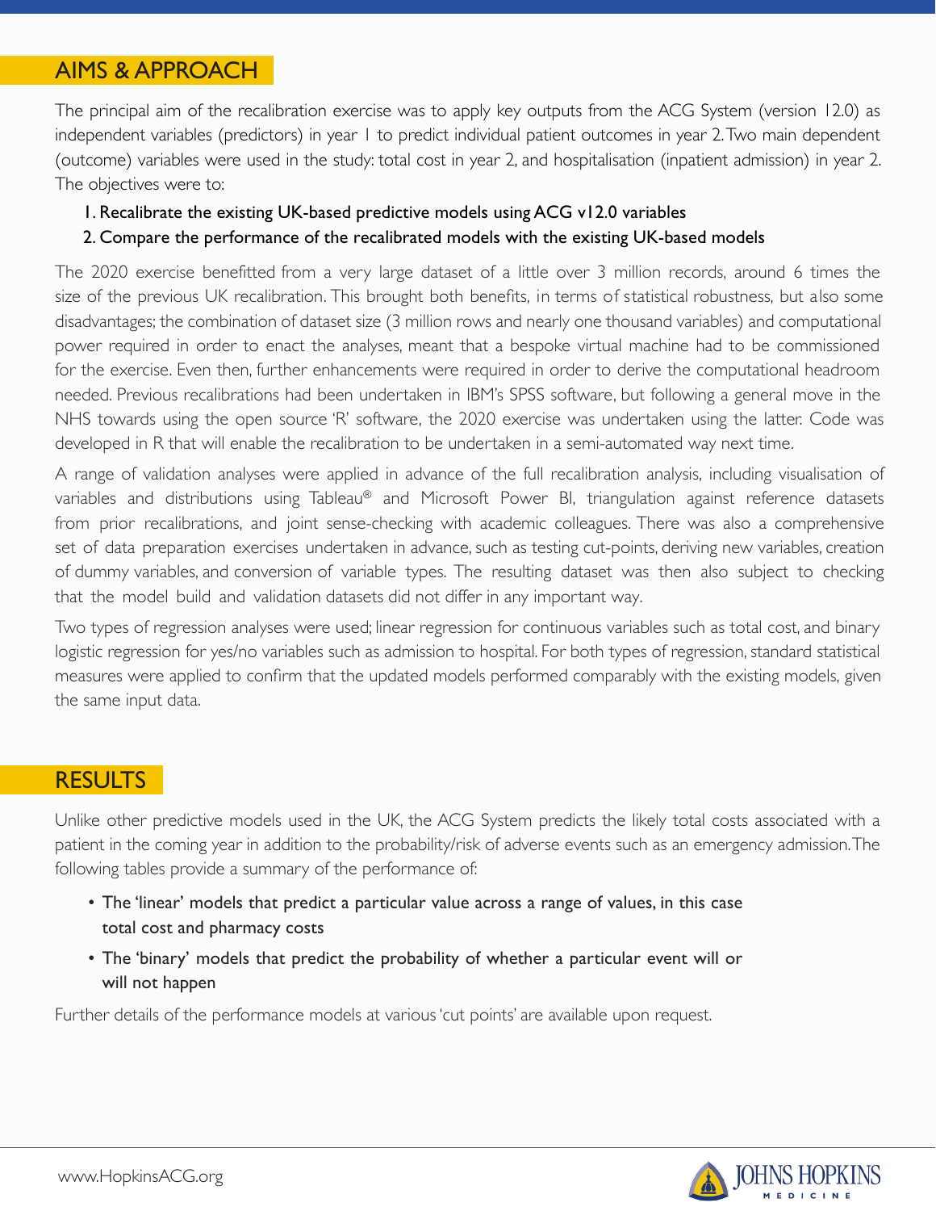## AIMS & APPROACH

The principal aim of the recalibration exercise was to apply key outputs from the ACG System (version 12.0) as independent variables (predictors) in year 1 to predict individual patient outcomes in year 2. Two main dependent (outcome) variables were used in the study: total cost in year 2, and hospitalisation (inpatient admission) in year 2. The objectives were to:

1. Recalibrate the existing UK-based predictive models using ACG v12.0 variables
2. Compare the performance of the recalibrated models with the existing UK-based models

The 2020 exercise benefitted from a very large dataset of a little over 3 million records, around 6 times the size of the previous UK recalibration. This brought both benefits, in terms of statistical robustness, but also some disadvantages; the combination of dataset size (3 million rows and nearly one thousand variables) and computational power required in order to enact the analyses, meant that a bespoke virtual machine had to be commissioned for the exercise. Even then, further enhancements were required in order to derive the computational headroom needed. Previous recalibrations had been undertaken in IBM's SPSS software, but following a general move in the NHS towards using the open source 'R' software, the 2020 exercise was undertaken using the latter. Code was developed in R that will enable the recalibration to be undertaken in a semi-automated way next time.

A range of validation analyses were applied in advance of the full recalibration analysis, including visualisation of variables and distributions using Tableau® and Microsoft Power BI, triangulation against reference datasets from prior recalibrations, and joint sense-checking with academic colleagues. There was also a comprehensive set of data preparation exercises undertaken in advance, such as testing cut-points, deriving new variables, creation of dummy variables, and conversion of variable types. The resulting dataset was then also subject to checking that the model build and validation datasets did not differ in any important way.

Two types of regression analyses were used; linear regression for continuous variables such as total cost, and binary logistic regression for yes/no variables such as admission to hospital. For both types of regression, standard statistical measures were applied to confirm that the updated models performed comparably with the existing models, given the same input data.

## RESULTS

Unlike other predictive models used in the UK, the ACG System predicts the likely total costs associated with a patient in the coming year in addition to the probability/risk of adverse events such as an emergency admission. The following tables provide a summary of the performance of:

- The 'linear' models that predict a particular value across a range of values, in this case total cost and pharmacy costs
- The 'binary' models that predict the probability of whether a particular event will or will not happen

Further details of the performance models at various 'cut points' are available upon request.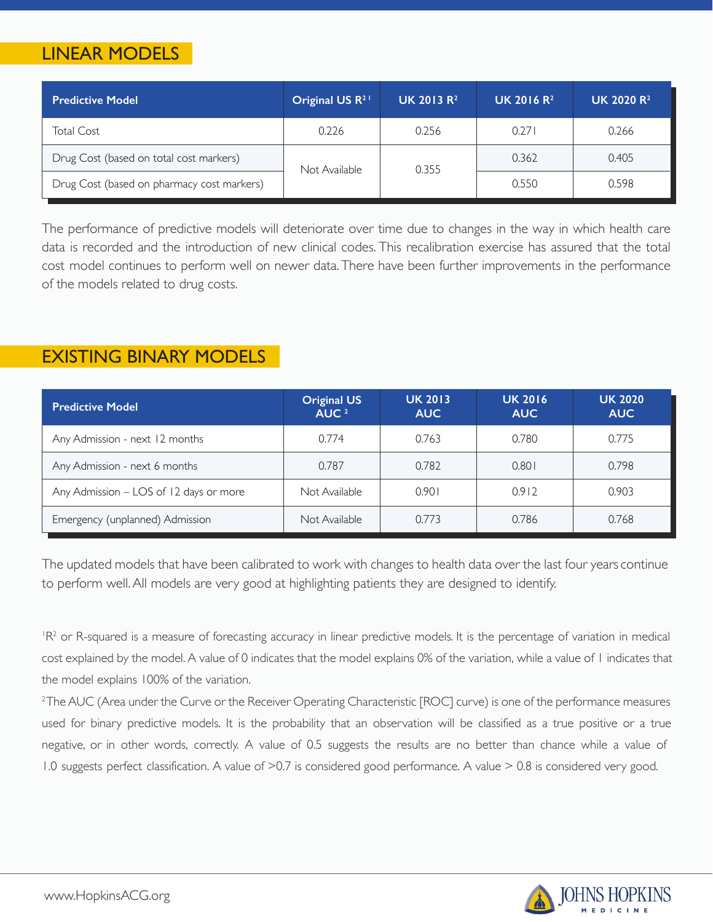## LINEAR MODELS

| Predictive Model | Original US $R^2$ [1] | UK 2013 $R^2$ | UK 2016 $R^2$ | UK 2020 $R^2$ |
|---|---|---|---|---|
| Total Cost | 0.226 | 0.256 | 0.271 | 0.266 |
| Drug Cost (based on total cost markers) | Not Available | 0.355 | 0.362 | 0.405 |
| Drug Cost (based on pharmacy cost markers) | | | 0.550 | 0.598 |

The performance of predictive models will deteriorate over time due to changes in the way in which health care data is recorded and the introduction of new clinical codes. This recalibration exercise has assured that the total cost model continues to perform well on newer data. There have been further improvements in the performance of the models related to drug costs.

## EXISTING BINARY MODELS

| Predictive Model | Original US AUC [2] | UK 2013 AUC | UK 2016 AUC | UK 2020 AUC |
|---|---|---|---|---|
| Any Admission - next 12 months | 0.774 | 0.763 | 0.780 | 0.775 |
| Any Admission - next 6 months | 0.787 | 0.782 | 0.801 | 0.798 |
| Any Admission – LOS of 12 days or more | Not Available | 0.901 | 0.912 | 0.903 |
| Emergency (unplanned) Admission | Not Available | 0.773 | 0.786 | 0.768 |

The updated models that have been calibrated to work with changes to health data over the last four years continue to perform well. All models are very good at highlighting patients they are designed to identify.

[1] $R^2$ or R-squared is a measure of forecasting accuracy in linear predictive models. It is the percentage of variation in medical cost explained by the model. A value of 0 indicates that the model explains 0% of the variation, while a value of 1 indicates that the model explains 100% of the variation.

[2] The AUC (Area under the Curve or the Receiver Operating Characteristic [ROC] curve) is one of the performance measures used for binary predictive models. It is the probability that an observation will be classified as a true positive or a true negative, or in other words, correctly. A value of 0.5 suggests the results are no better than chance while a value of 1.0 suggests perfect classification. A value of >0.7 is considered good performance. A value > 0.8 is considered very good.

www.HopkinsACG.org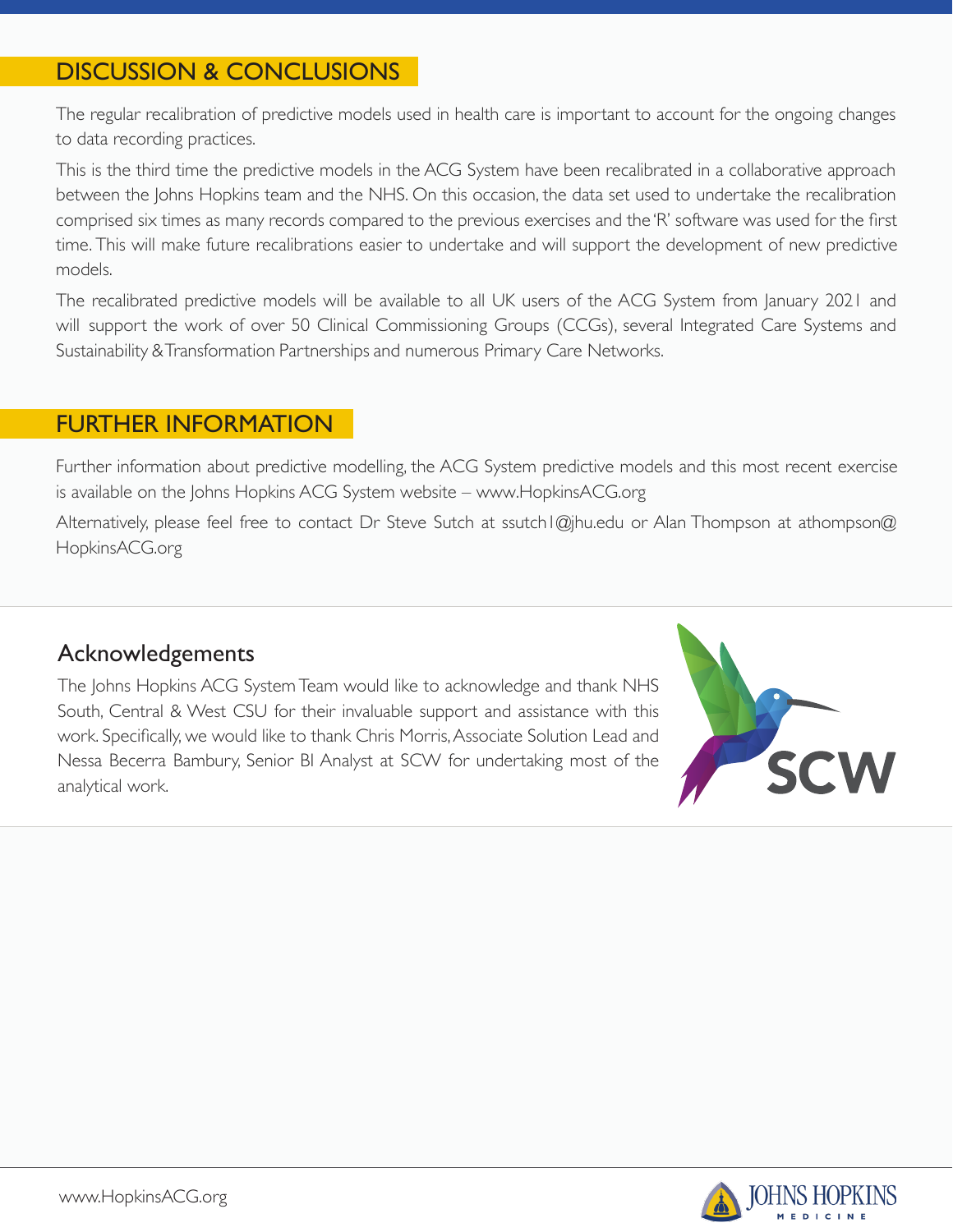## DISCUSSION & CONCLUSIONS

The regular recalibration of predictive models used in health care is important to account for the ongoing changes to data recording practices.

This is the third time the predictive models in the ACG System have been recalibrated in a collaborative approach between the Johns Hopkins team and the NHS. On this occasion, the data set used to undertake the recalibration comprised six times as many records compared to the previous exercises and the 'R' software was used for the first time. This will make future recalibrations easier to undertake and will support the development of new predictive models.

The recalibrated predictive models will be available to all UK users of the ACG System from January 2021 and will support the work of over 50 Clinical Commissioning Groups (CCGs), several Integrated Care Systems and Sustainability & Transformation Partnerships and numerous Primary Care Networks.

## FURTHER INFORMATION

Further information about predictive modelling, the ACG System predictive models and this most recent exercise is available on the Johns Hopkins ACG System website – www.HopkinsACG.org

Alternatively, please feel free to contact Dr Steve Sutch at ssutch1@jhu.edu or Alan Thompson at athompson@HopkinsACG.org

### Acknowledgements

The Johns Hopkins ACG System Team would like to acknowledge and thank NHS South, Central & West CSU for their invaluable support and assistance with this work. Specifically, we would like to thank Chris Morris, Associate Solution Lead and Nessa Becerra Bambury, Senior BI Analyst at SCW for undertaking most of the analytical work.

SCW